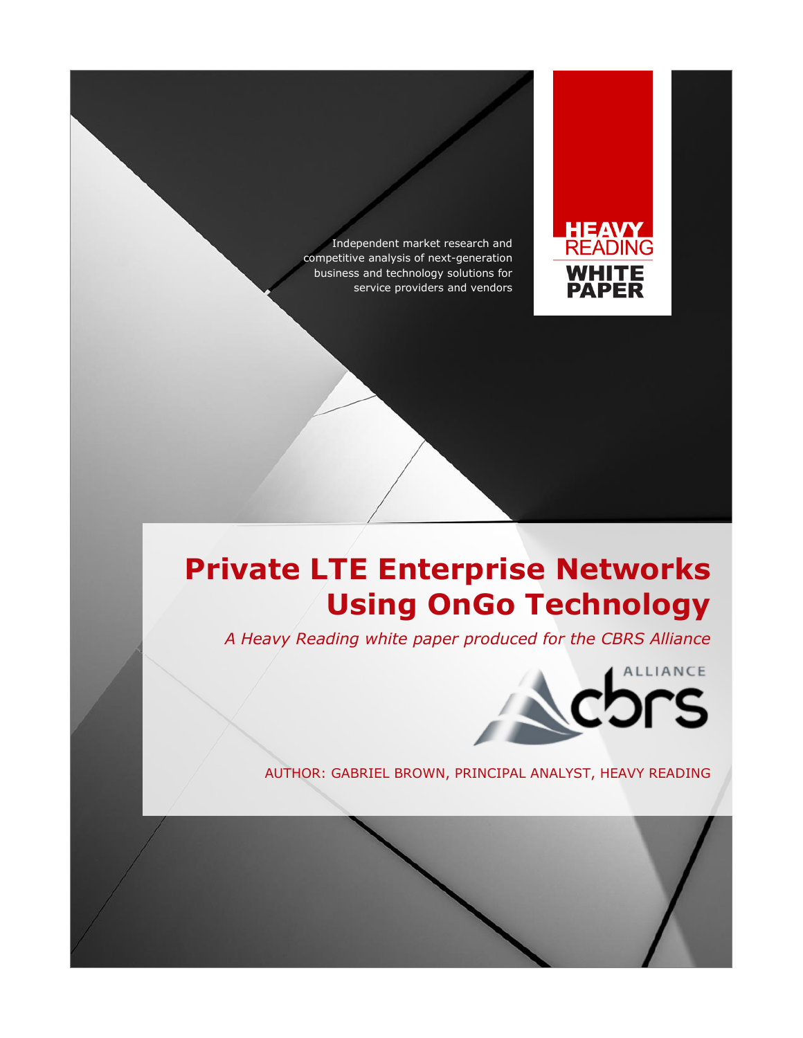Independent market research and competitive analysis of next-generation business and technology solutions for service providers and vendors

HEAVY READING

WHITE PAPER

# Private LTE Enterprise Networks Using OnGo Technology

*A Heavy Reading white paper produced for the CBRS Alliance*

ALLIANCE cbrs

AUTHOR: GABRIEL BROWN, PRINCIPAL ANALYST, HEAVY READING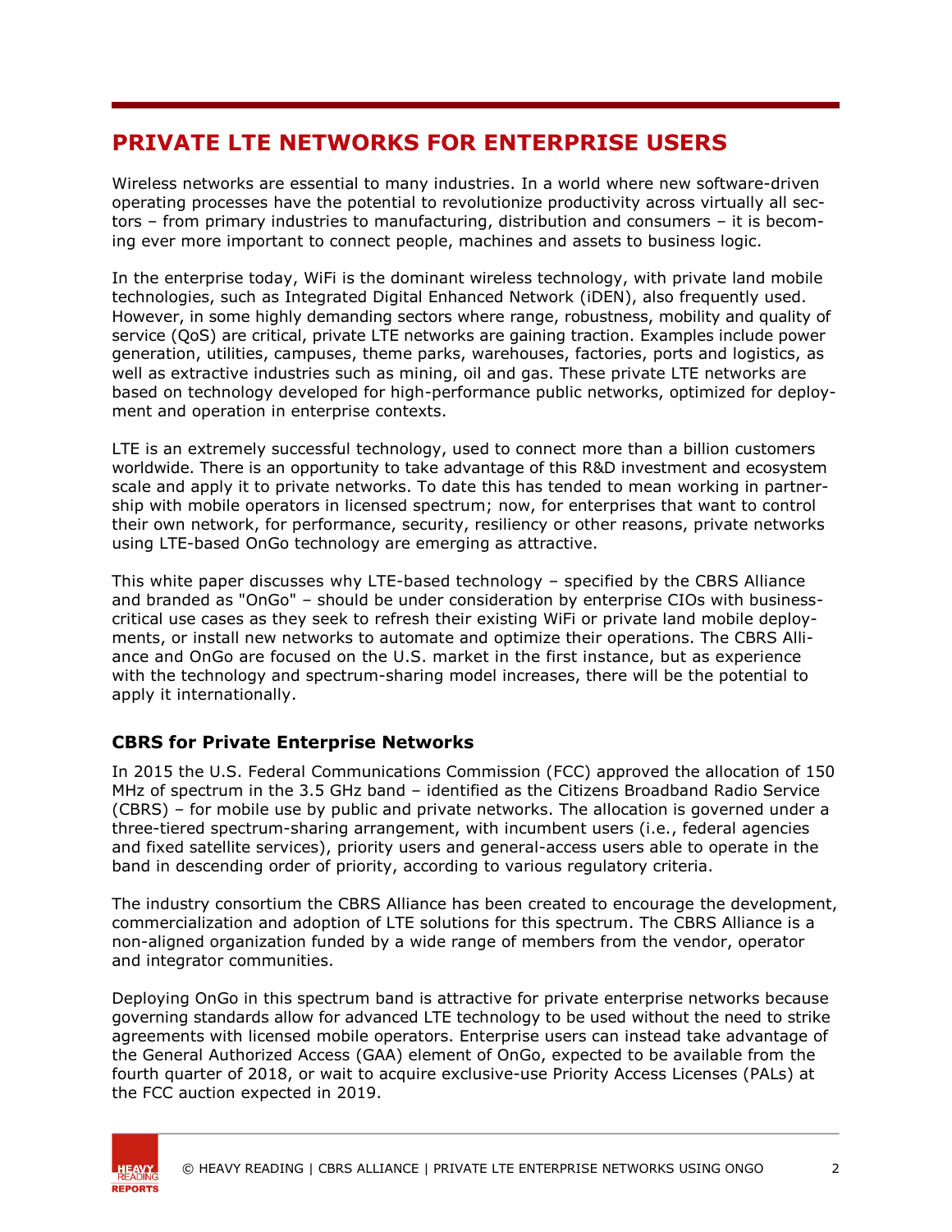# PRIVATE LTE NETWORKS FOR ENTERPRISE USERS

Wireless networks are essential to many industries. In a world where new software-driven operating processes have the potential to revolutionize productivity across virtually all sectors – from primary industries to manufacturing, distribution and consumers – it is becoming ever more important to connect people, machines and assets to business logic.

In the enterprise today, WiFi is the dominant wireless technology, with private land mobile technologies, such as Integrated Digital Enhanced Network (iDEN), also frequently used. However, in some highly demanding sectors where range, robustness, mobility and quality of service (QoS) are critical, private LTE networks are gaining traction. Examples include power generation, utilities, campuses, theme parks, warehouses, factories, ports and logistics, as well as extractive industries such as mining, oil and gas. These private LTE networks are based on technology developed for high-performance public networks, optimized for deployment and operation in enterprise contexts.

LTE is an extremely successful technology, used to connect more than a billion customers worldwide. There is an opportunity to take advantage of this R&D investment and ecosystem scale and apply it to private networks. To date this has tended to mean working in partnership with mobile operators in licensed spectrum; now, for enterprises that want to control their own network, for performance, security, resiliency or other reasons, private networks using LTE-based OnGo technology are emerging as attractive.

This white paper discusses why LTE-based technology – specified by the CBRS Alliance and branded as "OnGo" – should be under consideration by enterprise CIOs with business-critical use cases as they seek to refresh their existing WiFi or private land mobile deployments, or install new networks to automate and optimize their operations. The CBRS Alliance and OnGo are focused on the U.S. market in the first instance, but as experience with the technology and spectrum-sharing model increases, there will be the potential to apply it internationally.

### CBRS for Private Enterprise Networks

In 2015 the U.S. Federal Communications Commission (FCC) approved the allocation of 150 MHz of spectrum in the 3.5 GHz band – identified as the Citizens Broadband Radio Service (CBRS) – for mobile use by public and private networks. The allocation is governed under a three-tiered spectrum-sharing arrangement, with incumbent users (i.e., federal agencies and fixed satellite services), priority users and general-access users able to operate in the band in descending order of priority, according to various regulatory criteria.

The industry consortium the CBRS Alliance has been created to encourage the development, commercialization and adoption of LTE solutions for this spectrum. The CBRS Alliance is a non-aligned organization funded by a wide range of members from the vendor, operator and integrator communities.

Deploying OnGo in this spectrum band is attractive for private enterprise networks because governing standards allow for advanced LTE technology to be used without the need to strike agreements with licensed mobile operators. Enterprise users can instead take advantage of the General Authorized Access (GAA) element of OnGo, expected to be available from the fourth quarter of 2018, or wait to acquire exclusive-use Priority Access Licenses (PALs) at the FCC auction expected in 2019.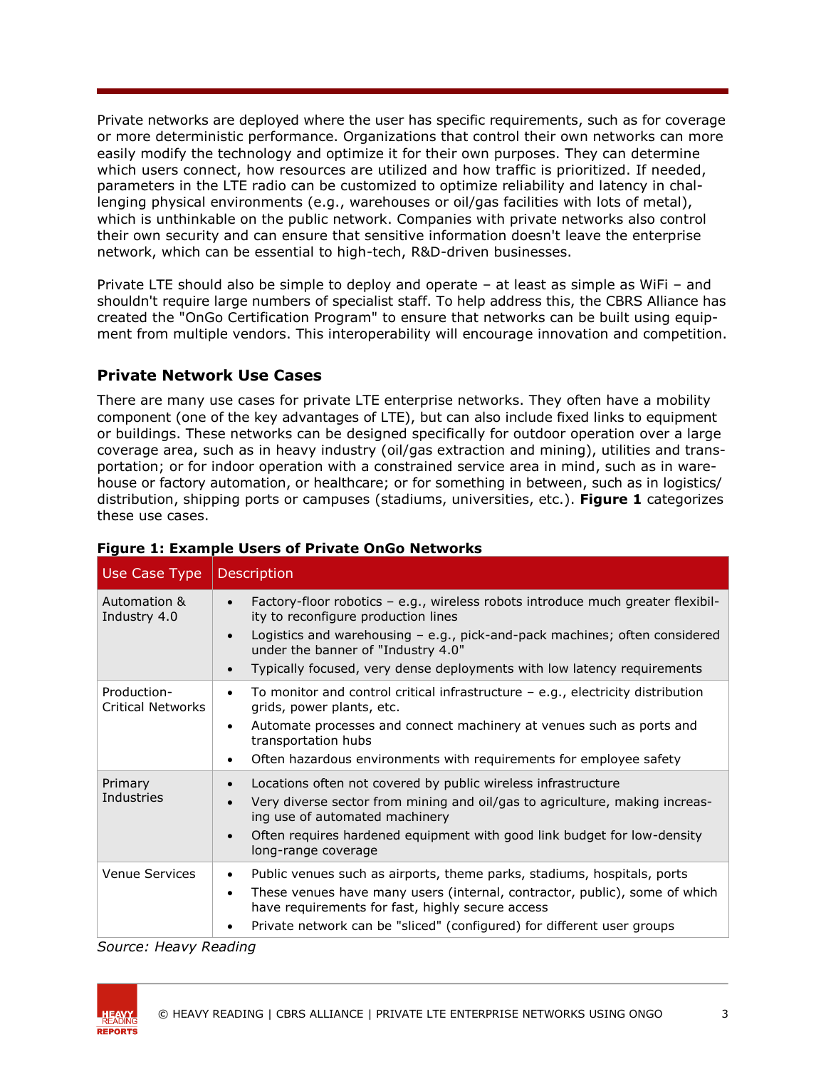Private networks are deployed where the user has specific requirements, such as for coverage or more deterministic performance. Organizations that control their own networks can more easily modify the technology and optimize it for their own purposes. They can determine which users connect, how resources are utilized and how traffic is prioritized. If needed, parameters in the LTE radio can be customized to optimize reliability and latency in challenging physical environments (e.g., warehouses or oil/gas facilities with lots of metal), which is unthinkable on the public network. Companies with private networks also control their own security and can ensure that sensitive information doesn't leave the enterprise network, which can be essential to high-tech, R&D-driven businesses.

Private LTE should also be simple to deploy and operate – at least as simple as WiFi – and shouldn't require large numbers of specialist staff. To help address this, the CBRS Alliance has created the "OnGo Certification Program" to ensure that networks can be built using equipment from multiple vendors. This interoperability will encourage innovation and competition.

## Private Network Use Cases

There are many use cases for private LTE enterprise networks. They often have a mobility component (one of the key advantages of LTE), but can also include fixed links to equipment or buildings. These networks can be designed specifically for outdoor operation over a large coverage area, such as in heavy industry (oil/gas extraction and mining), utilities and transportation; or for indoor operation with a constrained service area in mind, such as in warehouse or factory automation, or healthcare; or for something in between, such as in logistics/distribution, shipping ports or campuses (stadiums, universities, etc.). **Figure 1** categorizes these use cases.

**Figure 1: Example Users of Private OnGo Networks**

| Use Case Type | Description |
| --- | --- |
| Automation & Industry 4.0 | • Factory-floor robotics – e.g., wireless robots introduce much greater flexibility to reconfigure production lines<br>• Logistics and warehousing – e.g., pick-and-pack machines; often considered under the banner of "Industry 4.0"<br>• Typically focused, very dense deployments with low latency requirements |
| Production-Critical Networks | • To monitor and control critical infrastructure – e.g., electricity distribution grids, power plants, etc.<br>• Automate processes and connect machinery at venues such as ports and transportation hubs<br>• Often hazardous environments with requirements for employee safety |
| Primary Industries | • Locations often not covered by public wireless infrastructure<br>• Very diverse sector from mining and oil/gas to agriculture, making increasing use of automated machinery<br>• Often requires hardened equipment with good link budget for low-density long-range coverage |
| Venue Services | • Public venues such as airports, theme parks, stadiums, hospitals, ports<br>• These venues have many users (internal, contractor, public), some of which have requirements for fast, highly secure access<br>• Private network can be "sliced" (configured) for different user groups |

*Source: Heavy Reading*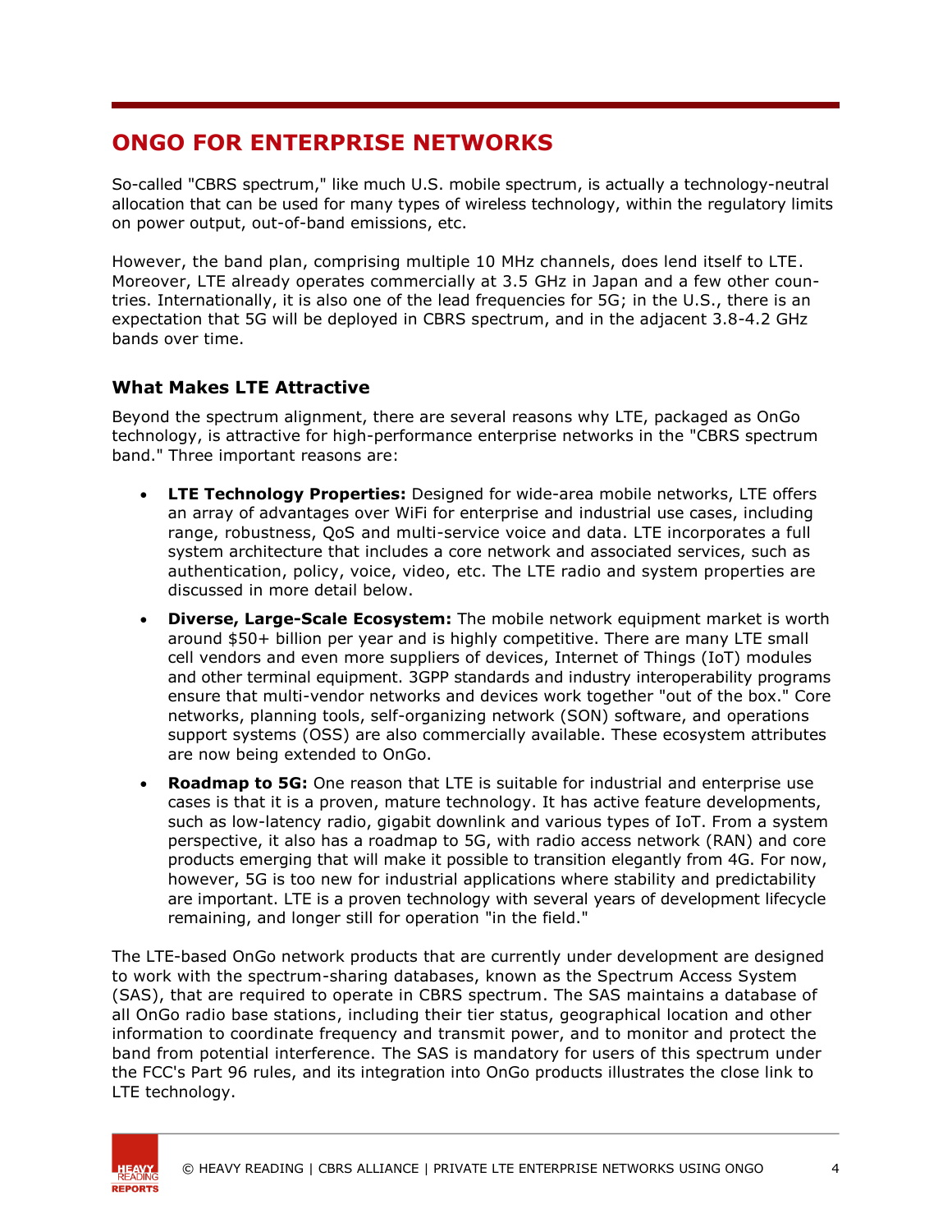## ONGO FOR ENTERPRISE NETWORKS

So-called "CBRS spectrum," like much U.S. mobile spectrum, is actually a technology-neutral allocation that can be used for many types of wireless technology, within the regulatory limits on power output, out-of-band emissions, etc.

However, the band plan, comprising multiple 10 MHz channels, does lend itself to LTE. Moreover, LTE already operates commercially at 3.5 GHz in Japan and a few other countries. Internationally, it is also one of the lead frequencies for 5G; in the U.S., there is an expectation that 5G will be deployed in CBRS spectrum, and in the adjacent 3.8-4.2 GHz bands over time.

### What Makes LTE Attractive

Beyond the spectrum alignment, there are several reasons why LTE, packaged as OnGo technology, is attractive for high-performance enterprise networks in the "CBRS spectrum band." Three important reasons are:

- **LTE Technology Properties:** Designed for wide-area mobile networks, LTE offers an array of advantages over WiFi for enterprise and industrial use cases, including range, robustness, QoS and multi-service voice and data. LTE incorporates a full system architecture that includes a core network and associated services, such as authentication, policy, voice, video, etc. The LTE radio and system properties are discussed in more detail below.
- **Diverse, Large-Scale Ecosystem:** The mobile network equipment market is worth around $50+ billion per year and is highly competitive. There are many LTE small cell vendors and even more suppliers of devices, Internet of Things (IoT) modules and other terminal equipment. 3GPP standards and industry interoperability programs ensure that multi-vendor networks and devices work together "out of the box." Core networks, planning tools, self-organizing network (SON) software, and operations support systems (OSS) are also commercially available. These ecosystem attributes are now being extended to OnGo.
- **Roadmap to 5G:** One reason that LTE is suitable for industrial and enterprise use cases is that it is a proven, mature technology. It has active feature developments, such as low-latency radio, gigabit downlink and various types of IoT. From a system perspective, it also has a roadmap to 5G, with radio access network (RAN) and core products emerging that will make it possible to transition elegantly from 4G. For now, however, 5G is too new for industrial applications where stability and predictability are important. LTE is a proven technology with several years of development lifecycle remaining, and longer still for operation "in the field."

The LTE-based OnGo network products that are currently under development are designed to work with the spectrum-sharing databases, known as the Spectrum Access System (SAS), that are required to operate in CBRS spectrum. The SAS maintains a database of all OnGo radio base stations, including their tier status, geographical location and other information to coordinate frequency and transmit power, and to monitor and protect the band from potential interference. The SAS is mandatory for users of this spectrum under the FCC's Part 96 rules, and its integration into OnGo products illustrates the close link to LTE technology.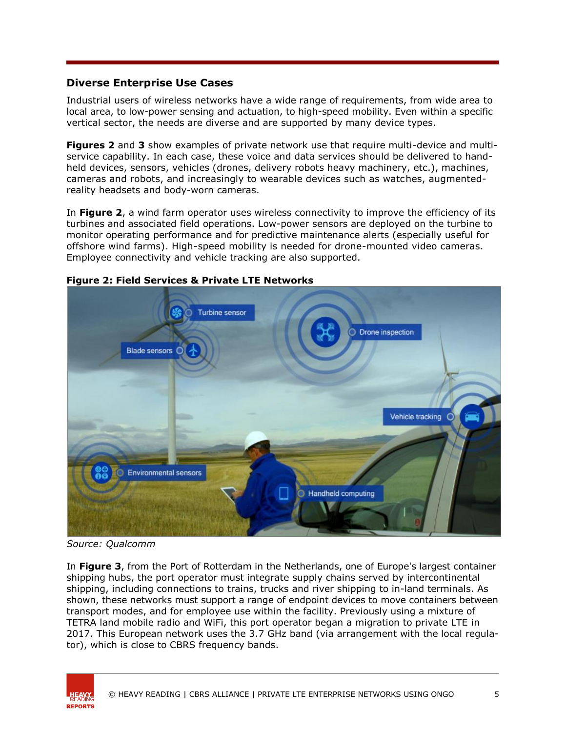## Diverse Enterprise Use Cases

Industrial users of wireless networks have a wide range of requirements, from wide area to local area, to low-power sensing and actuation, to high-speed mobility. Even within a specific vertical sector, the needs are diverse and are supported by many device types.

**Figures 2** and **3** show examples of private network use that require multi-device and multi-service capability. In each case, these voice and data services should be delivered to hand-held devices, sensors, vehicles (drones, delivery robots heavy machinery, etc.), machines, cameras and robots, and increasingly to wearable devices such as watches, augmented-reality headsets and body-worn cameras.

In **Figure 2**, a wind farm operator uses wireless connectivity to improve the efficiency of its turbines and associated field operations. Low-power sensors are deployed on the turbine to monitor operating performance and for predictive maintenance alerts (especially useful for offshore wind farms). High-speed mobility is needed for drone-mounted video cameras. Employee connectivity and vehicle tracking are also supported.

**Figure 2: Field Services & Private LTE Networks**

*Source: Qualcomm*

In **Figure 3**, from the Port of Rotterdam in the Netherlands, one of Europe's largest container shipping hubs, the port operator must integrate supply chains served by intercontinental shipping, including connections to trains, trucks and river shipping to in-land terminals. As shown, these networks must support a range of endpoint devices to move containers between transport modes, and for employee use within the facility. Previously using a mixture of TETRA land mobile radio and WiFi, this port operator began a migration to private LTE in 2017. This European network uses the 3.7 GHz band (via arrangement with the local regulator), which is close to CBRS frequency bands.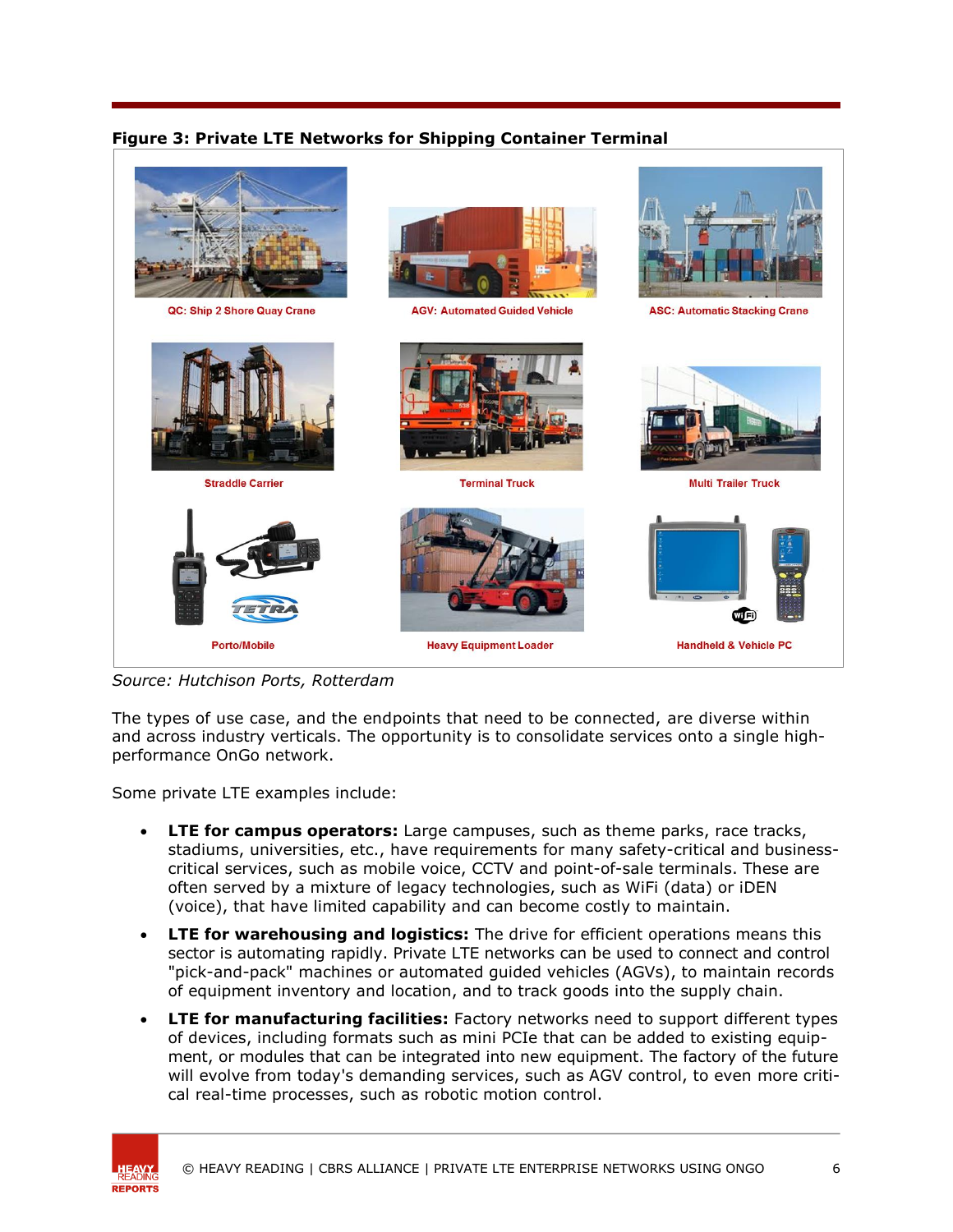**Figure 3: Private LTE Networks for Shipping Container Terminal**

QC: Ship 2 Shore Quay Crane

AGV: Automated Guided Vehicle

ASC: Automatic Stacking Crane

Straddle Carrier

Terminal Truck

Multi Trailer Truck

Porto/Mobile

Heavy Equipment Loader

Handheld & Vehicle PC

*Source: Hutchison Ports, Rotterdam*

The types of use case, and the endpoints that need to be connected, are diverse within and across industry verticals. The opportunity is to consolidate services onto a single high-performance OnGo network.

Some private LTE examples include:

- **LTE for campus operators:** Large campuses, such as theme parks, race tracks, stadiums, universities, etc., have requirements for many safety-critical and business-critical services, such as mobile voice, CCTV and point-of-sale terminals. These are often served by a mixture of legacy technologies, such as WiFi (data) or iDEN (voice), that have limited capability and can become costly to maintain.
- **LTE for warehousing and logistics:** The drive for efficient operations means this sector is automating rapidly. Private LTE networks can be used to connect and control "pick-and-pack" machines or automated guided vehicles (AGVs), to maintain records of equipment inventory and location, and to track goods into the supply chain.
- **LTE for manufacturing facilities:** Factory networks need to support different types of devices, including formats such as mini PCIe that can be added to existing equipment, or modules that can be integrated into new equipment. The factory of the future will evolve from today's demanding services, such as AGV control, to even more critical real-time processes, such as robotic motion control.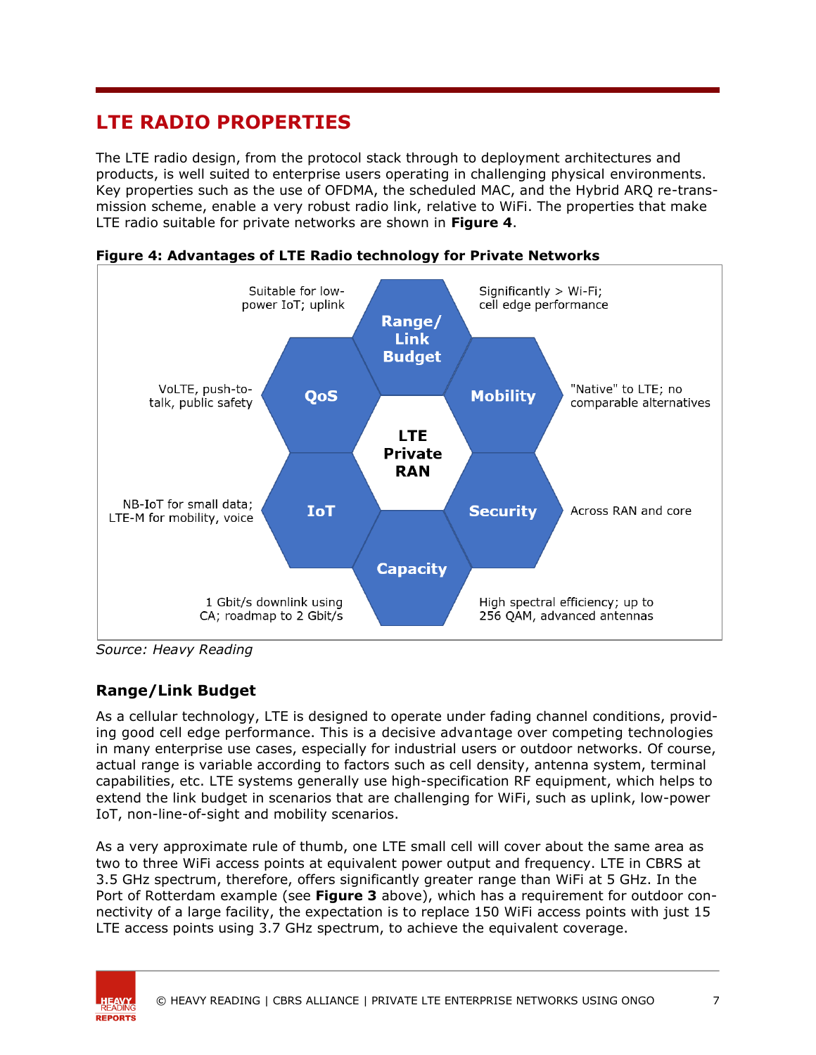## LTE RADIO PROPERTIES

The LTE radio design, from the protocol stack through to deployment architectures and products, is well suited to enterprise users operating in challenging physical environments. Key properties such as the use of OFDMA, the scheduled MAC, and the Hybrid ARQ re-transmission scheme, enable a very robust radio link, relative to WiFi. The properties that make LTE radio suitable for private networks are shown in **Figure 4**.

**Figure 4: Advantages of LTE Radio technology for Private Networks**

LTE Private RAN

- **Range/Link Budget**: Suitable for low-power IoT; uplink. Significantly > Wi-Fi; cell edge performance
- **QoS**: VoLTE, push-to-talk, public safety
- **Mobility**: "Native" to LTE; no comparable alternatives
- **IoT**: NB-IoT for small data; LTE-M for mobility, voice
- **Security**: Across RAN and core
- **Capacity**: 1 Gbit/s downlink using CA; roadmap to 2 Gbit/s. High spectral efficiency; up to 256 QAM, advanced antennas

*Source: Heavy Reading*

### Range/Link Budget

As a cellular technology, LTE is designed to operate under fading channel conditions, providing good cell edge performance. This is a decisive advantage over competing technologies in many enterprise use cases, especially for industrial users or outdoor networks. Of course, actual range is variable according to factors such as cell density, antenna system, terminal capabilities, etc. LTE systems generally use high-specification RF equipment, which helps to extend the link budget in scenarios that are challenging for WiFi, such as uplink, low-power IoT, non-line-of-sight and mobility scenarios.

As a very approximate rule of thumb, one LTE small cell will cover about the same area as two to three WiFi access points at equivalent power output and frequency. LTE in CBRS at 3.5 GHz spectrum, therefore, offers significantly greater range than WiFi at 5 GHz. In the Port of Rotterdam example (see **Figure 3** above), which has a requirement for outdoor connectivity of a large facility, the expectation is to replace 150 WiFi access points with just 15 LTE access points using 3.7 GHz spectrum, to achieve the equivalent coverage.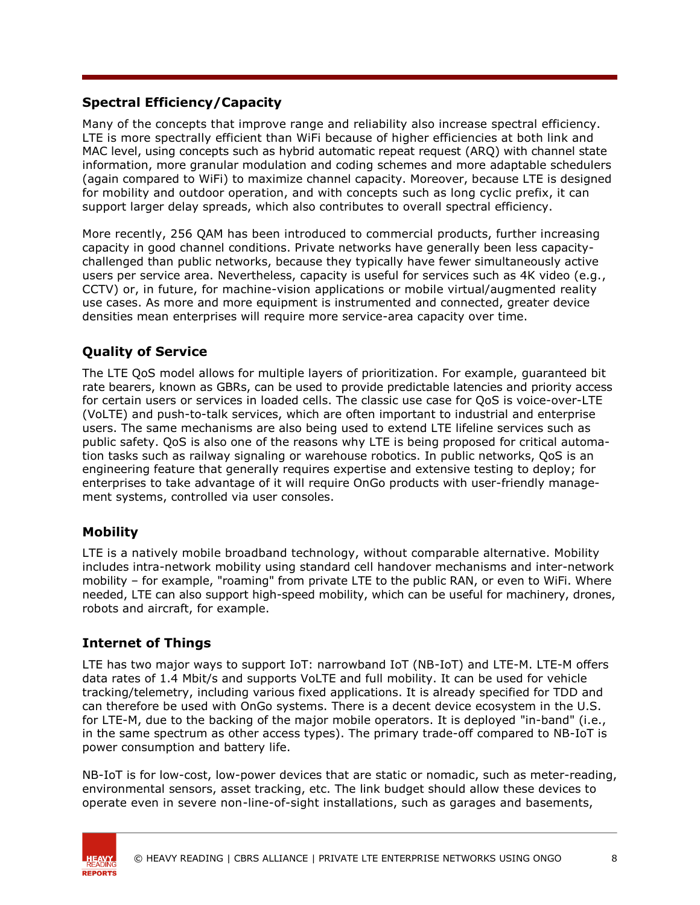### Spectral Efficiency/Capacity

Many of the concepts that improve range and reliability also increase spectral efficiency. LTE is more spectrally efficient than WiFi because of higher efficiencies at both link and MAC level, using concepts such as hybrid automatic repeat request (ARQ) with channel state information, more granular modulation and coding schemes and more adaptable schedulers (again compared to WiFi) to maximize channel capacity. Moreover, because LTE is designed for mobility and outdoor operation, and with concepts such as long cyclic prefix, it can support larger delay spreads, which also contributes to overall spectral efficiency.

More recently, 256 QAM has been introduced to commercial products, further increasing capacity in good channel conditions. Private networks have generally been less capacity-challenged than public networks, because they typically have fewer simultaneously active users per service area. Nevertheless, capacity is useful for services such as 4K video (e.g., CCTV) or, in future, for machine-vision applications or mobile virtual/augmented reality use cases. As more and more equipment is instrumented and connected, greater device densities mean enterprises will require more service-area capacity over time.

### Quality of Service

The LTE QoS model allows for multiple layers of prioritization. For example, guaranteed bit rate bearers, known as GBRs, can be used to provide predictable latencies and priority access for certain users or services in loaded cells. The classic use case for QoS is voice-over-LTE (VoLTE) and push-to-talk services, which are often important to industrial and enterprise users. The same mechanisms are also being used to extend LTE lifeline services such as public safety. QoS is also one of the reasons why LTE is being proposed for critical automation tasks such as railway signaling or warehouse robotics. In public networks, QoS is an engineering feature that generally requires expertise and extensive testing to deploy; for enterprises to take advantage of it will require OnGo products with user-friendly management systems, controlled via user consoles.

### Mobility

LTE is a natively mobile broadband technology, without comparable alternative. Mobility includes intra-network mobility using standard cell handover mechanisms and inter-network mobility – for example, "roaming" from private LTE to the public RAN, or even to WiFi. Where needed, LTE can also support high-speed mobility, which can be useful for machinery, drones, robots and aircraft, for example.

### Internet of Things

LTE has two major ways to support IoT: narrowband IoT (NB-IoT) and LTE-M. LTE-M offers data rates of 1.4 Mbit/s and supports VoLTE and full mobility. It can be used for vehicle tracking/telemetry, including various fixed applications. It is already specified for TDD and can therefore be used with OnGo systems. There is a decent device ecosystem in the U.S. for LTE-M, due to the backing of the major mobile operators. It is deployed "in-band" (i.e., in the same spectrum as other access types). The primary trade-off compared to NB-IoT is power consumption and battery life.

NB-IoT is for low-cost, low-power devices that are static or nomadic, such as meter-reading, environmental sensors, asset tracking, etc. The link budget should allow these devices to operate even in severe non-line-of-sight installations, such as garages and basements,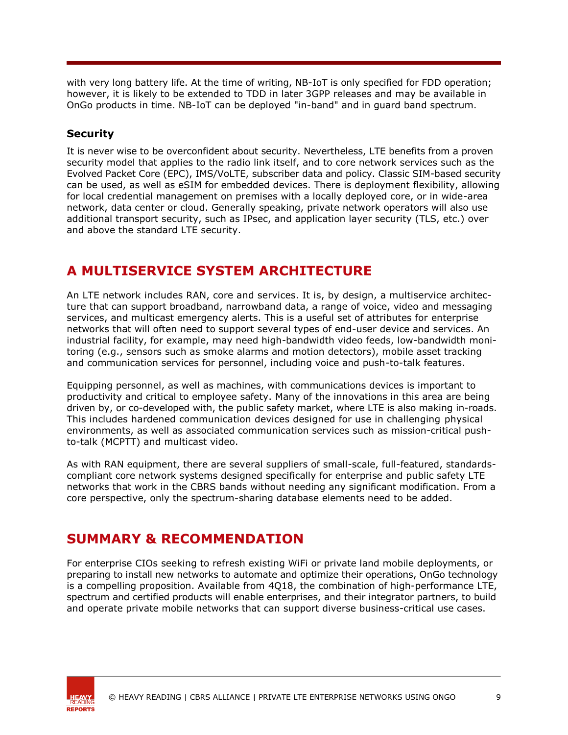with very long battery life. At the time of writing, NB-IoT is only specified for FDD operation; however, it is likely to be extended to TDD in later 3GPP releases and may be available in OnGo products in time. NB-IoT can be deployed "in-band" and in guard band spectrum.

### Security

It is never wise to be overconfident about security. Nevertheless, LTE benefits from a proven security model that applies to the radio link itself, and to core network services such as the Evolved Packet Core (EPC), IMS/VoLTE, subscriber data and policy. Classic SIM-based security can be used, as well as eSIM for embedded devices. There is deployment flexibility, allowing for local credential management on premises with a locally deployed core, or in wide-area network, data center or cloud. Generally speaking, private network operators will also use additional transport security, such as IPsec, and application layer security (TLS, etc.) over and above the standard LTE security.

## A MULTISERVICE SYSTEM ARCHITECTURE

An LTE network includes RAN, core and services. It is, by design, a multiservice architecture that can support broadband, narrowband data, a range of voice, video and messaging services, and multicast emergency alerts. This is a useful set of attributes for enterprise networks that will often need to support several types of end-user device and services. An industrial facility, for example, may need high-bandwidth video feeds, low-bandwidth monitoring (e.g., sensors such as smoke alarms and motion detectors), mobile asset tracking and communication services for personnel, including voice and push-to-talk features.

Equipping personnel, as well as machines, with communications devices is important to productivity and critical to employee safety. Many of the innovations in this area are being driven by, or co-developed with, the public safety market, where LTE is also making in-roads. This includes hardened communication devices designed for use in challenging physical environments, as well as associated communication services such as mission-critical push-to-talk (MCPTT) and multicast video.

As with RAN equipment, there are several suppliers of small-scale, full-featured, standards-compliant core network systems designed specifically for enterprise and public safety LTE networks that work in the CBRS bands without needing any significant modification. From a core perspective, only the spectrum-sharing database elements need to be added.

## SUMMARY & RECOMMENDATION

For enterprise CIOs seeking to refresh existing WiFi or private land mobile deployments, or preparing to install new networks to automate and optimize their operations, OnGo technology is a compelling proposition. Available from 4Q18, the combination of high-performance LTE, spectrum and certified products will enable enterprises, and their integrator partners, to build and operate private mobile networks that can support diverse business-critical use cases.